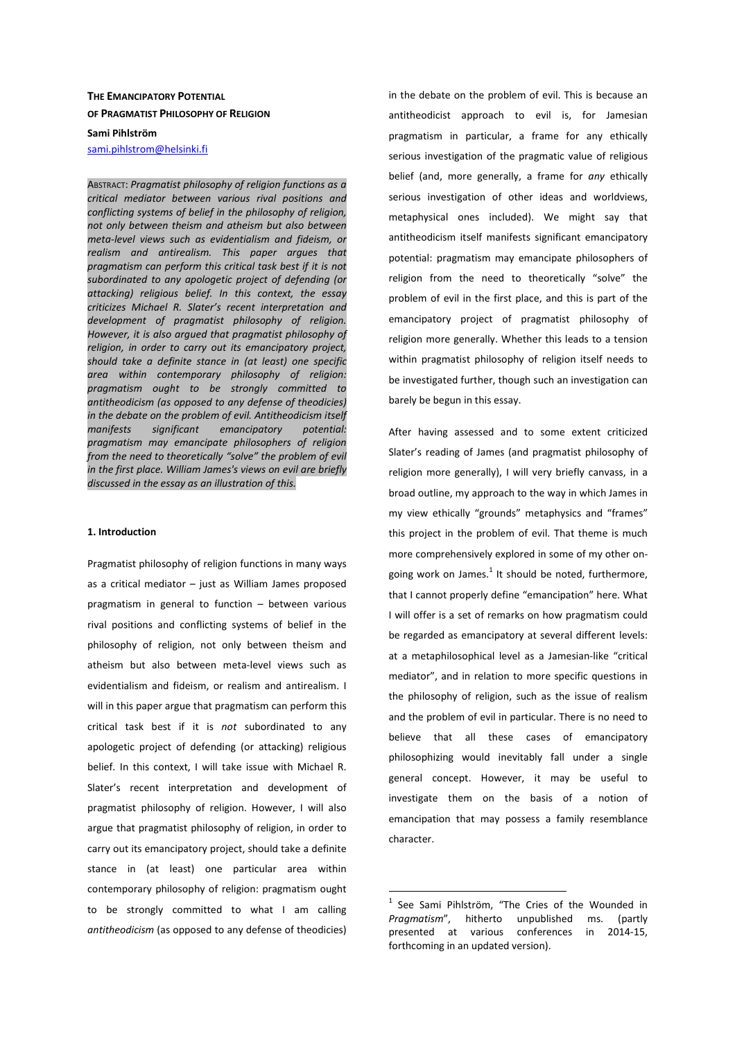**THE EMANCIPATORY POTENTIAL OF PRAGMATIST PHILOSOPHY OF RELIGION**

**Sami Pihlström**

sami.pihlstrom@helsinki.fi

ABSTRACT: *Pragmatist philosophy of religion functions as a critical mediator between various rival positions and conflicting systems of belief in the philosophy of religion, not only between theism and atheism but also between meta-level views such as evidentialism and fideism, or realism and antirealism. This paper argues that pragmatism can perform this critical task best if it is not subordinated to any apologetic project of defending (or attacking) religious belief. In this context, the essay criticizes Michael R. Slater's recent interpretation and development of pragmatist philosophy of religion. However, it is also argued that pragmatist philosophy of religion, in order to carry out its emancipatory project, should take a definite stance in (at least) one specific area within contemporary philosophy of religion: pragmatism ought to be strongly committed to antitheodicism (as opposed to any defense of theodicies) in the debate on the problem of evil. Antitheodicism itself manifests significant emancipatory potential: pragmatism may emancipate philosophers of religion from the need to theoretically "solve" the problem of evil in the first place. William James's views on evil are briefly discussed in the essay as an illustration of this.*

## 1. Introduction

Pragmatist philosophy of religion functions in many ways as a critical mediator – just as William James proposed pragmatism in general to function – between various rival positions and conflicting systems of belief in the philosophy of religion, not only between theism and atheism but also between meta-level views such as evidentialism and fideism, or realism and antirealism. I will in this paper argue that pragmatism can perform this critical task best if it is *not* subordinated to any apologetic project of defending (or attacking) religious belief. In this context, I will take issue with Michael R. Slater's recent interpretation and development of pragmatist philosophy of religion. However, I will also argue that pragmatist philosophy of religion, in order to carry out its emancipatory project, should take a definite stance in (at least) one particular area within contemporary philosophy of religion: pragmatism ought to be strongly committed to what I am calling *antitheodicism* (as opposed to any defense of theodicies) in the debate on the problem of evil. This is because an antitheodicist approach to evil is, for Jamesian pragmatism in particular, a frame for any ethically serious investigation of the pragmatic value of religious belief (and, more generally, a frame for *any* ethically serious investigation of other ideas and worldviews, metaphysical ones included). We might say that antitheodicism itself manifests significant emancipatory potential: pragmatism may emancipate philosophers of religion from the need to theoretically "solve" the problem of evil in the first place, and this is part of the emancipatory project of pragmatist philosophy of religion more generally. Whether this leads to a tension within pragmatist philosophy of religion itself needs to be investigated further, though such an investigation can barely be begun in this essay.

After having assessed and to some extent criticized Slater's reading of James (and pragmatist philosophy of religion more generally), I will very briefly canvass, in a broad outline, my approach to the way in which James in my view ethically "grounds" metaphysics and "frames" this project in the problem of evil. That theme is much more comprehensively explored in some of my other on-going work on James.[1] It should be noted, furthermore, that I cannot properly define "emancipation" here. What I will offer is a set of remarks on how pragmatism could be regarded as emancipatory at several different levels: at a metaphilosophical level as a Jamesian-like "critical mediator", and in relation to more specific questions in the philosophy of religion, such as the issue of realism and the problem of evil in particular. There is no need to believe that all these cases of emancipatory philosophizing would inevitably fall under a single general concept. However, it may be useful to investigate them on the basis of a notion of emancipation that may possess a family resemblance character.

[1] See Sami Pihlström, "The Cries of the Wounded in *Pragmatism*", hitherto unpublished ms. (partly presented at various conferences in 2014-15, forthcoming in an updated version).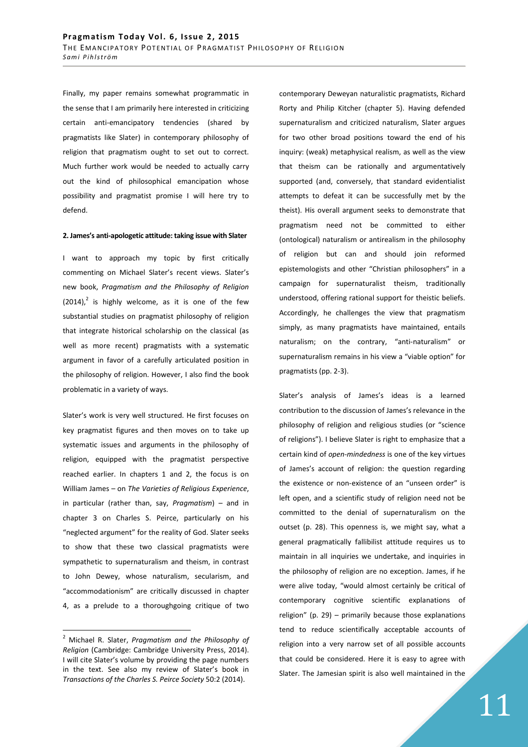Finally, my paper remains somewhat programmatic in the sense that I am primarily here interested in criticizing certain anti-emancipatory tendencies (shared by pragmatists like Slater) in contemporary philosophy of religion that pragmatism ought to set out to correct. Much further work would be needed to actually carry out the kind of philosophical emancipation whose possibility and pragmatist promise I will here try to defend.

## 2. James's anti-apologetic attitude: taking issue with Slater

I want to approach my topic by first critically commenting on Michael Slater's recent views. Slater's new book, *Pragmatism and the Philosophy of Religion* (2014),[2] is highly welcome, as it is one of the few substantial studies on pragmatist philosophy of religion that integrate historical scholarship on the classical (as well as more recent) pragmatists with a systematic argument in favor of a carefully articulated position in the philosophy of religion. However, I also find the book problematic in a variety of ways.

Slater's work is very well structured. He first focuses on key pragmatist figures and then moves on to take up systematic issues and arguments in the philosophy of religion, equipped with the pragmatist perspective reached earlier. In chapters 1 and 2, the focus is on William James – on *The Varieties of Religious Experience*, in particular (rather than, say, *Pragmatism*) – and in chapter 3 on Charles S. Peirce, particularly on his "neglected argument" for the reality of God. Slater seeks to show that these two classical pragmatists were sympathetic to supernaturalism and theism, in contrast to John Dewey, whose naturalism, secularism, and "accommodationism" are critically discussed in chapter 4, as a prelude to a thoroughgoing critique of two contemporary Deweyan naturalistic pragmatists, Richard Rorty and Philip Kitcher (chapter 5). Having defended supernaturalism and criticized naturalism, Slater argues for two other broad positions toward the end of his inquiry: (weak) metaphysical realism, as well as the view that theism can be rationally and argumentatively supported (and, conversely, that standard evidentialist attempts to defeat it can be successfully met by the theist). His overall argument seeks to demonstrate that pragmatism need not be committed to either (ontological) naturalism or antirealism in the philosophy of religion but can and should join reformed epistemologists and other "Christian philosophers" in a campaign for supernaturalist theism, traditionally understood, offering rational support for theistic beliefs. Accordingly, he challenges the view that pragmatism simply, as many pragmatists have maintained, entails naturalism; on the contrary, "anti-naturalism" or supernaturalism remains in his view a "viable option" for pragmatists (pp. 2-3).

Slater's analysis of James's ideas is a learned contribution to the discussion of James's relevance in the philosophy of religion and religious studies (or "science of religions"). I believe Slater is right to emphasize that a certain kind of *open-mindedness* is one of the key virtues of James's account of religion: the question regarding the existence or non-existence of an "unseen order" is left open, and a scientific study of religion need not be committed to the denial of supernaturalism on the outset (p. 28). This openness is, we might say, what a general pragmatically fallibilist attitude requires us to maintain in all inquiries we undertake, and inquiries in the philosophy of religion are no exception. James, if he were alive today, "would almost certainly be critical of contemporary cognitive scientific explanations of religion" (p. 29) – primarily because those explanations tend to reduce scientifically acceptable accounts of religion into a very narrow set of all possible accounts that could be considered. Here it is easy to agree with Slater. The Jamesian spirit is also well maintained in the

[2] Michael R. Slater, *Pragmatism and the Philosophy of Religion* (Cambridge: Cambridge University Press, 2014). I will cite Slater's volume by providing the page numbers in the text. See also my review of Slater's book in *Transactions of the Charles S. Peirce Society* 50:2 (2014).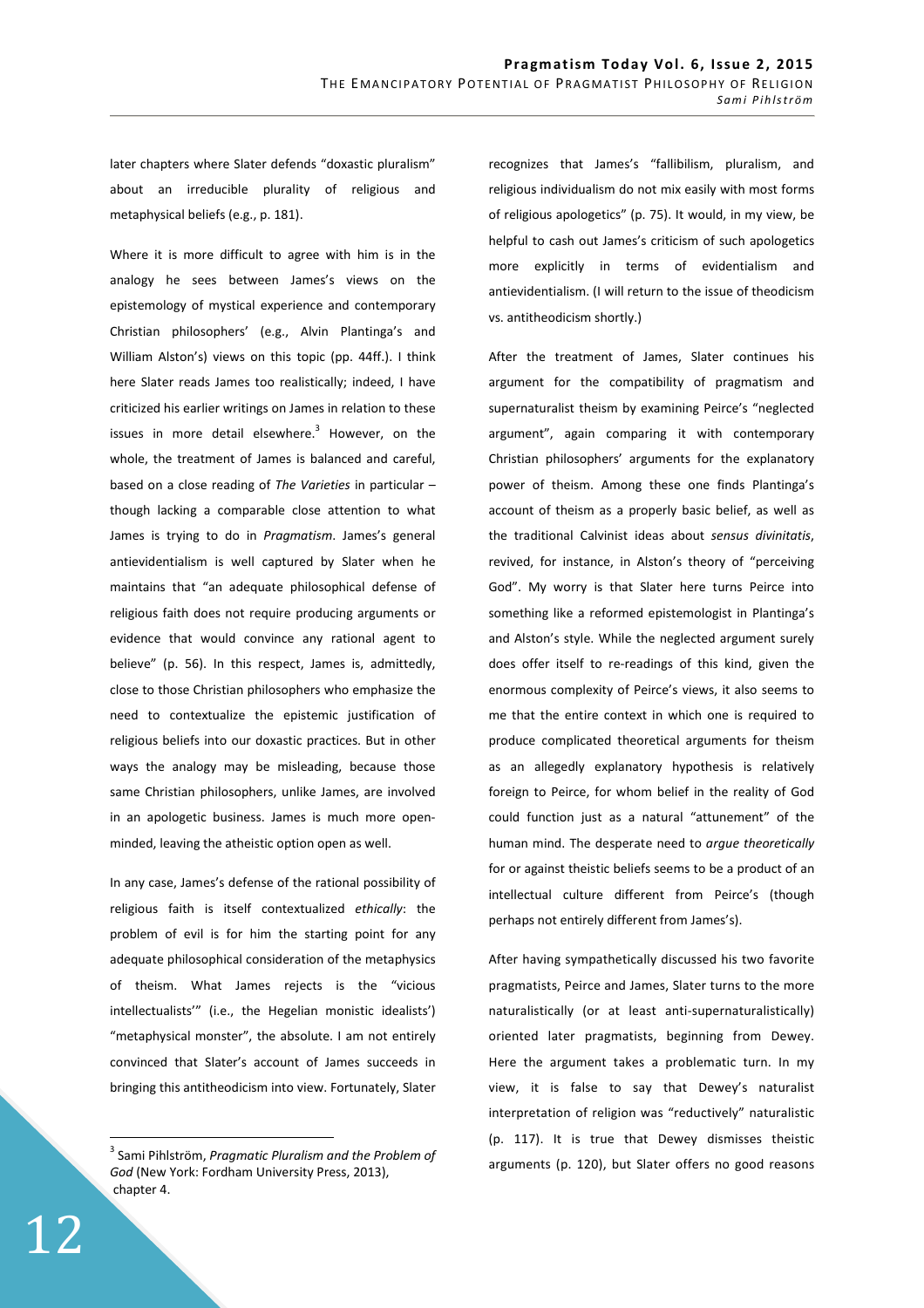later chapters where Slater defends "doxastic pluralism" about an irreducible plurality of religious and metaphysical beliefs (e.g., p. 181).

Where it is more difficult to agree with him is in the analogy he sees between James's views on the epistemology of mystical experience and contemporary Christian philosophers' (e.g., Alvin Plantinga's and William Alston's) views on this topic (pp. 44ff.). I think here Slater reads James too realistically; indeed, I have criticized his earlier writings on James in relation to these issues in more detail elsewhere.[3] However, on the whole, the treatment of James is balanced and careful, based on a close reading of *The Varieties* in particular – though lacking a comparable close attention to what James is trying to do in *Pragmatism*. James's general antievidentialism is well captured by Slater when he maintains that "an adequate philosophical defense of religious faith does not require producing arguments or evidence that would convince any rational agent to believe" (p. 56). In this respect, James is, admittedly, close to those Christian philosophers who emphasize the need to contextualize the epistemic justification of religious beliefs into our doxastic practices. But in other ways the analogy may be misleading, because those same Christian philosophers, unlike James, are involved in an apologetic business. James is much more open-minded, leaving the atheistic option open as well.

In any case, James's defense of the rational possibility of religious faith is itself contextualized *ethically*: the problem of evil is for him the starting point for any adequate philosophical consideration of the metaphysics of theism. What James rejects is the "vicious intellectualists'" (i.e., the Hegelian monistic idealists') "metaphysical monster", the absolute. I am not entirely convinced that Slater's account of James succeeds in bringing this antitheodicism into view. Fortunately, Slater recognizes that James's "fallibilism, pluralism, and religious individualism do not mix easily with most forms of religious apologetics" (p. 75). It would, in my view, be helpful to cash out James's criticism of such apologetics more explicitly in terms of evidentialism and antievidentialism. (I will return to the issue of theodicism vs. antitheodicism shortly.)

After the treatment of James, Slater continues his argument for the compatibility of pragmatism and supernaturalist theism by examining Peirce's "neglected argument", again comparing it with contemporary Christian philosophers' arguments for the explanatory power of theism. Among these one finds Plantinga's account of theism as a properly basic belief, as well as the traditional Calvinist ideas about *sensus divinitatis*, revived, for instance, in Alston's theory of "perceiving God". My worry is that Slater here turns Peirce into something like a reformed epistemologist in Plantinga's and Alston's style. While the neglected argument surely does offer itself to re-readings of this kind, given the enormous complexity of Peirce's views, it also seems to me that the entire context in which one is required to produce complicated theoretical arguments for theism as an allegedly explanatory hypothesis is relatively foreign to Peirce, for whom belief in the reality of God could function just as a natural "attunement" of the human mind. The desperate need to *argue theoretically* for or against theistic beliefs seems to be a product of an intellectual culture different from Peirce's (though perhaps not entirely different from James's).

After having sympathetically discussed his two favorite pragmatists, Peirce and James, Slater turns to the more naturalistically (or at least anti-supernaturalistically) oriented later pragmatists, beginning from Dewey. Here the argument takes a problematic turn. In my view, it is false to say that Dewey's naturalist interpretation of religion was "reductively" naturalistic (p. 117). It is true that Dewey dismisses theistic arguments (p. 120), but Slater offers no good reasons

---

[3] Sami Pihlström, *Pragmatic Pluralism and the Problem of God* (New York: Fordham University Press, 2013), chapter 4.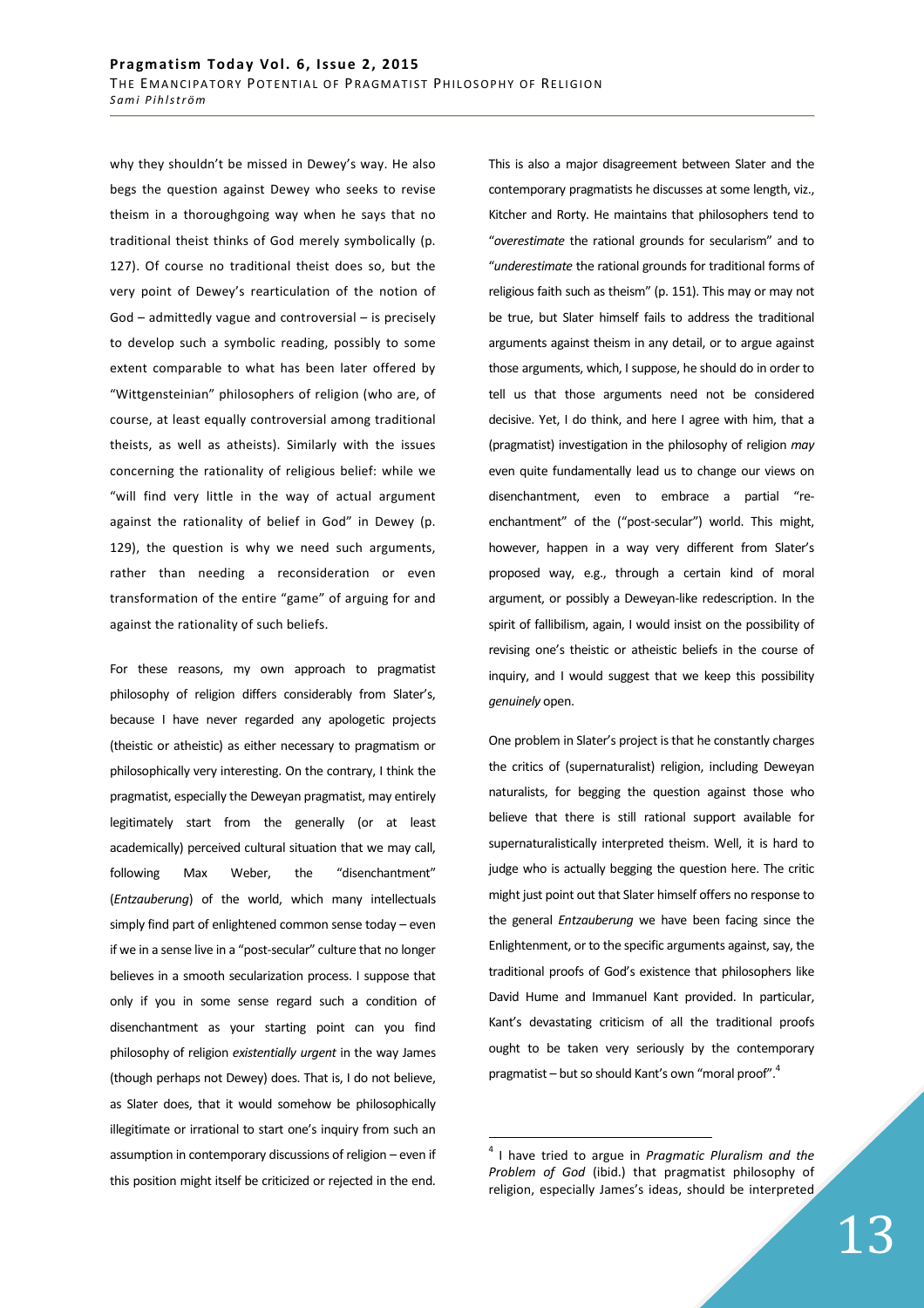why they shouldn't be missed in Dewey's way. He also begs the question against Dewey who seeks to revise theism in a thoroughgoing way when he says that no traditional theist thinks of God merely symbolically (p. 127). Of course no traditional theist does so, but the very point of Dewey's rearticulation of the notion of God – admittedly vague and controversial – is precisely to develop such a symbolic reading, possibly to some extent comparable to what has been later offered by "Wittgensteinian" philosophers of religion (who are, of course, at least equally controversial among traditional theists, as well as atheists). Similarly with the issues concerning the rationality of religious belief: while we "will find very little in the way of actual argument against the rationality of belief in God" in Dewey (p. 129), the question is why we need such arguments, rather than needing a reconsideration or even transformation of the entire "game" of arguing for and against the rationality of such beliefs.

For these reasons, my own approach to pragmatist philosophy of religion differs considerably from Slater's, because I have never regarded any apologetic projects (theistic or atheistic) as either necessary to pragmatism or philosophically very interesting. On the contrary, I think the pragmatist, especially the Deweyan pragmatist, may entirely legitimately start from the generally (or at least academically) perceived cultural situation that we may call, following Max Weber, the "disenchantment" (*Entzauberung*) of the world, which many intellectuals simply find part of enlightened common sense today – even if we in a sense live in a "post-secular" culture that no longer believes in a smooth secularization process. I suppose that only if you in some sense regard such a condition of disenchantment as your starting point can you find philosophy of religion *existentially urgent* in the way James (though perhaps not Dewey) does. That is, I do not believe, as Slater does, that it would somehow be philosophically illegitimate or irrational to start one's inquiry from such an assumption in contemporary discussions of religion – even if this position might itself be criticized or rejected in the end.

This is also a major disagreement between Slater and the contemporary pragmatists he discusses at some length, viz., Kitcher and Rorty. He maintains that philosophers tend to "*overestimate* the rational grounds for secularism" and to "*underestimate* the rational grounds for traditional forms of religious faith such as theism" (p. 151). This may or may not be true, but Slater himself fails to address the traditional arguments against theism in any detail, or to argue against those arguments, which, I suppose, he should do in order to tell us that those arguments need not be considered decisive. Yet, I do think, and here I agree with him, that a (pragmatist) investigation in the philosophy of religion *may* even quite fundamentally lead us to change our views on disenchantment, even to embrace a partial "re-enchantment" of the ("post-secular") world. This might, however, happen in a way very different from Slater's proposed way, e.g., through a certain kind of moral argument, or possibly a Deweyan-like redescription. In the spirit of fallibilism, again, I would insist on the possibility of revising one's theistic or atheistic beliefs in the course of inquiry, and I would suggest that we keep this possibility *genuinely* open.

One problem in Slater's project is that he constantly charges the critics of (supernaturalist) religion, including Deweyan naturalists, for begging the question against those who believe that there is still rational support available for supernaturalistically interpreted theism. Well, it is hard to judge who is actually begging the question here. The critic might just point out that Slater himself offers no response to the general *Entzauberung* we have been facing since the Enlightenment, or to the specific arguments against, say, the traditional proofs of God's existence that philosophers like David Hume and Immanuel Kant provided. In particular, Kant's devastating criticism of all the traditional proofs ought to be taken very seriously by the contemporary pragmatist – but so should Kant's own "moral proof".[4]

---

[4] I have tried to argue in *Pragmatic Pluralism and the Problem of God* (ibid.) that pragmatist philosophy of religion, especially James's ideas, should be interpreted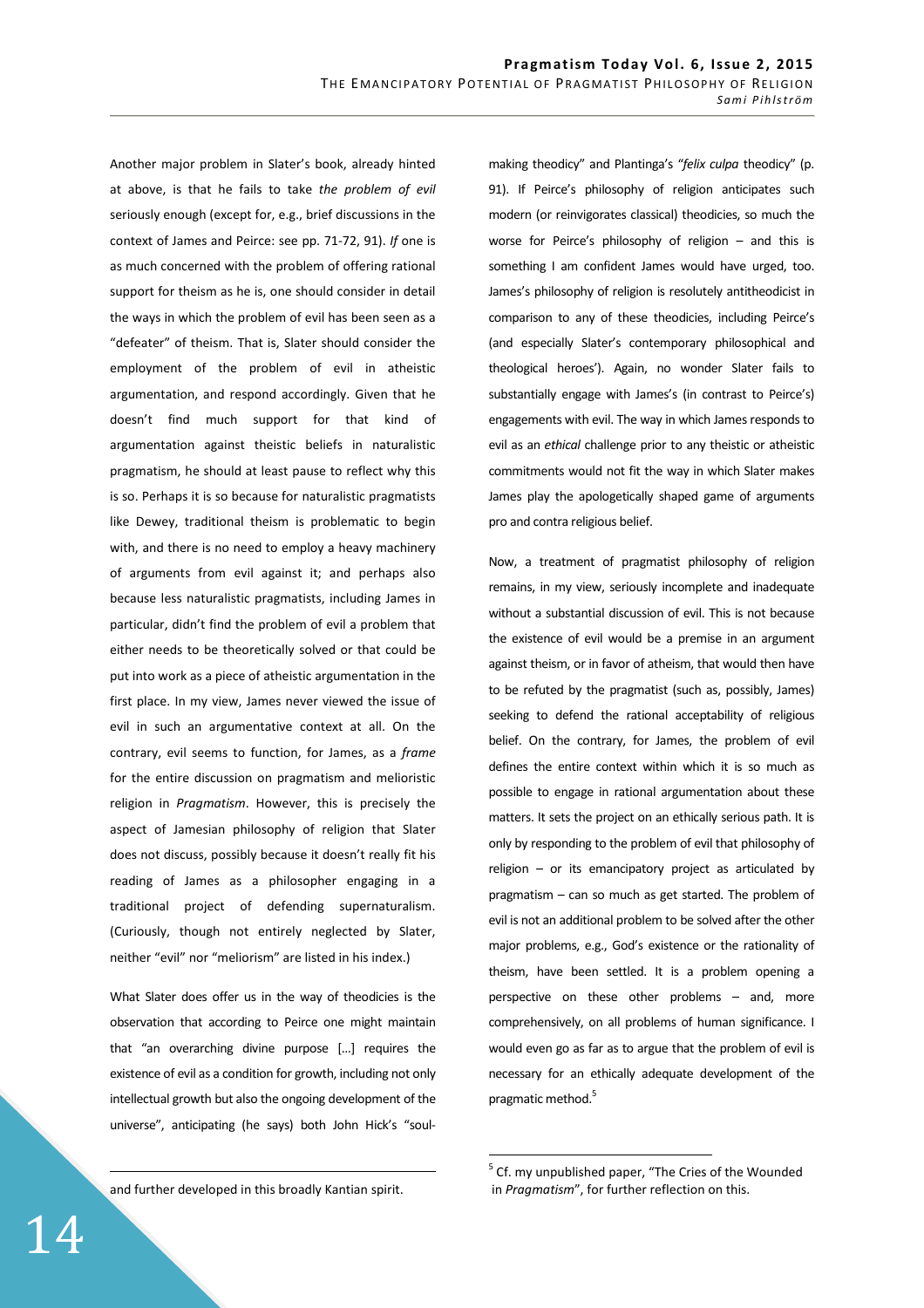Another major problem in Slater's book, already hinted at above, is that he fails to take *the problem of evil* seriously enough (except for, e.g., brief discussions in the context of James and Peirce: see pp. 71-72, 91). *If* one is as much concerned with the problem of offering rational support for theism as he is, one should consider in detail the ways in which the problem of evil has been seen as a "defeater" of theism. That is, Slater should consider the employment of the problem of evil in atheistic argumentation, and respond accordingly. Given that he doesn't find much support for that kind of argumentation against theistic beliefs in naturalistic pragmatism, he should at least pause to reflect why this is so. Perhaps it is so because for naturalistic pragmatists like Dewey, traditional theism is problematic to begin with, and there is no need to employ a heavy machinery of arguments from evil against it; and perhaps also because less naturalistic pragmatists, including James in particular, didn't find the problem of evil a problem that either needs to be theoretically solved or that could be put into work as a piece of atheistic argumentation in the first place. In my view, James never viewed the issue of evil in such an argumentative context at all. On the contrary, evil seems to function, for James, as a *frame* for the entire discussion on pragmatism and melioristic religion in *Pragmatism*. However, this is precisely the aspect of Jamesian philosophy of religion that Slater does not discuss, possibly because it doesn't really fit his reading of James as a philosopher engaging in a traditional project of defending supernaturalism. (Curiously, though not entirely neglected by Slater, neither "evil" nor "meliorism" are listed in his index.)

What Slater does offer us in the way of theodicies is the observation that according to Peirce one might maintain that "an overarching divine purpose […] requires the existence of evil as a condition for growth, including not only intellectual growth but also the ongoing development of the universe", anticipating (he says) both John Hick's "soul-making theodicy" and Plantinga's "*felix culpa* theodicy" (p. 91). If Peirce's philosophy of religion anticipates such modern (or reinvigorates classical) theodicies, so much the worse for Peirce's philosophy of religion – and this is something I am confident James would have urged, too. James's philosophy of religion is resolutely antitheodicist in comparison to any of these theodicies, including Peirce's (and especially Slater's contemporary philosophical and theological heroes'). Again, no wonder Slater fails to substantially engage with James's (in contrast to Peirce's) engagements with evil. The way in which James responds to evil as an *ethical* challenge prior to any theistic or atheistic commitments would not fit the way in which Slater makes James play the apologetically shaped game of arguments pro and contra religious belief.

Now, a treatment of pragmatist philosophy of religion remains, in my view, seriously incomplete and inadequate without a substantial discussion of evil. This is not because the existence of evil would be a premise in an argument against theism, or in favor of atheism, that would then have to be refuted by the pragmatist (such as, possibly, James) seeking to defend the rational acceptability of religious belief. On the contrary, for James, the problem of evil defines the entire context within which it is so much as possible to engage in rational argumentation about these matters. It sets the project on an ethically serious path. It is only by responding to the problem of evil that philosophy of religion – or its emancipatory project as articulated by pragmatism – can so much as get started. The problem of evil is not an additional problem to be solved after the other major problems, e.g., God's existence or the rationality of theism, have been settled. It is a problem opening a perspective on these other problems – and, more comprehensively, on all problems of human significance. I would even go as far as to argue that the problem of evil is necessary for an ethically adequate development of the pragmatic method.[5]

---

and further developed in this broadly Kantian spirit.

[5] Cf. my unpublished paper, "The Cries of the Wounded in *Pragmatism*", for further reflection on this.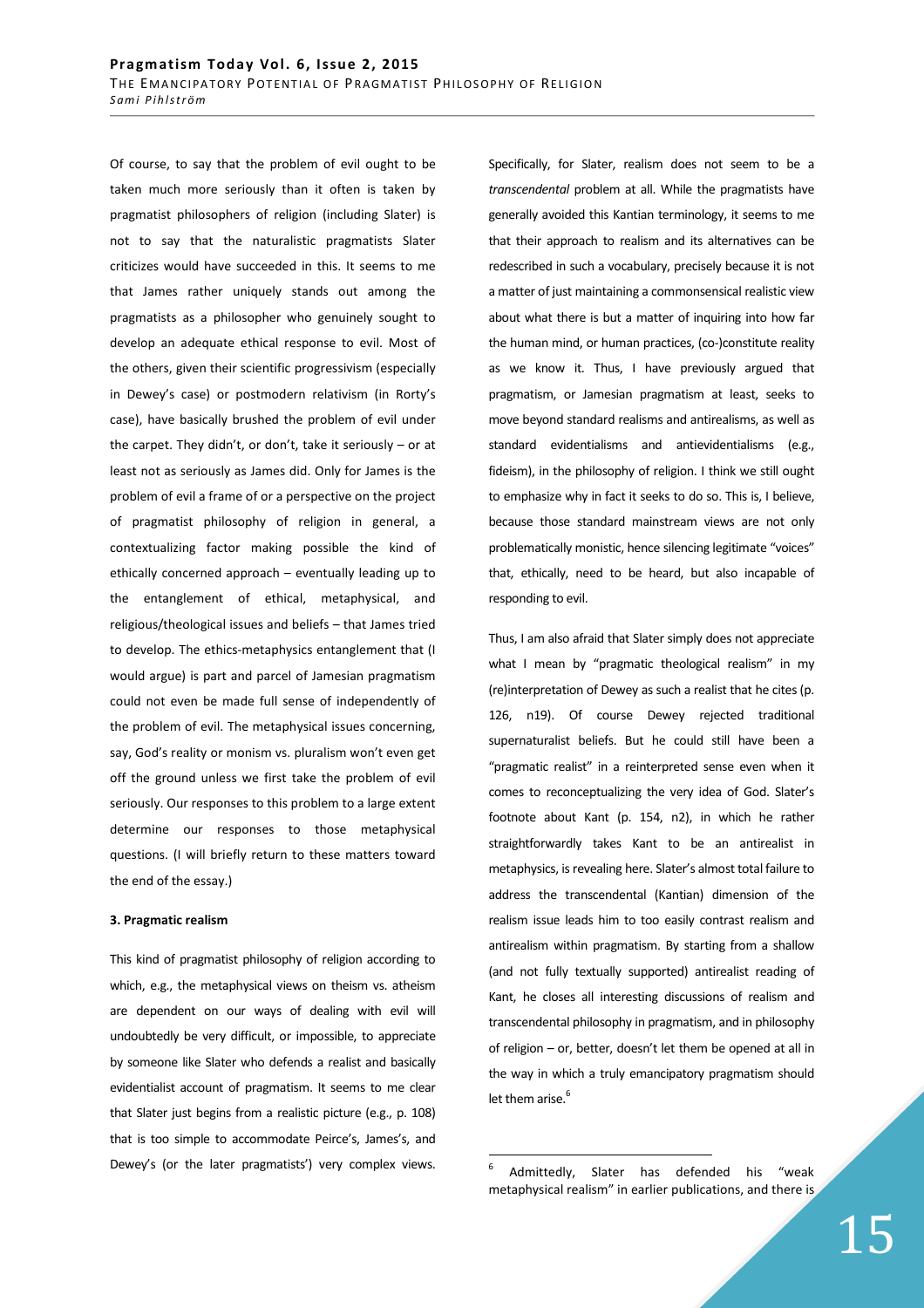Of course, to say that the problem of evil ought to be taken much more seriously than it often is taken by pragmatist philosophers of religion (including Slater) is not to say that the naturalistic pragmatists Slater criticizes would have succeeded in this. It seems to me that James rather uniquely stands out among the pragmatists as a philosopher who genuinely sought to develop an adequate ethical response to evil. Most of the others, given their scientific progressivism (especially in Dewey's case) or postmodern relativism (in Rorty's case), have basically brushed the problem of evil under the carpet. They didn't, or don't, take it seriously – or at least not as seriously as James did. Only for James is the problem of evil a frame of or a perspective on the project of pragmatist philosophy of religion in general, a contextualizing factor making possible the kind of ethically concerned approach – eventually leading up to the entanglement of ethical, metaphysical, and religious/theological issues and beliefs – that James tried to develop. The ethics-metaphysics entanglement that (I would argue) is part and parcel of Jamesian pragmatism could not even be made full sense of independently of the problem of evil. The metaphysical issues concerning, say, God's reality or monism vs. pluralism won't even get off the ground unless we first take the problem of evil seriously. Our responses to this problem to a large extent determine our responses to those metaphysical questions. (I will briefly return to these matters toward the end of the essay.)

### 3. Pragmatic realism

This kind of pragmatist philosophy of religion according to which, e.g., the metaphysical views on theism vs. atheism are dependent on our ways of dealing with evil will undoubtedly be very difficult, or impossible, to appreciate by someone like Slater who defends a realist and basically evidentialist account of pragmatism. It seems to me clear that Slater just begins from a realistic picture (e.g., p. 108) that is too simple to accommodate Peirce's, James's, and Dewey's (or the later pragmatists') very complex views. Specifically, for Slater, realism does not seem to be a *transcendental* problem at all. While the pragmatists have generally avoided this Kantian terminology, it seems to me that their approach to realism and its alternatives can be redescribed in such a vocabulary, precisely because it is not a matter of just maintaining a commonsensical realistic view about what there is but a matter of inquiring into how far the human mind, or human practices, (co-)constitute reality as we know it. Thus, I have previously argued that pragmatism, or Jamesian pragmatism at least, seeks to move beyond standard realisms and antirealisms, as well as standard evidentialisms and antievidentialisms (e.g., fideism), in the philosophy of religion. I think we still ought to emphasize why in fact it seeks to do so. This is, I believe, because those standard mainstream views are not only problematically monistic, hence silencing legitimate "voices" that, ethically, need to be heard, but also incapable of responding to evil.

Thus, I am also afraid that Slater simply does not appreciate what I mean by "pragmatic theological realism" in my (re)interpretation of Dewey as such a realist that he cites (p. 126, n19). Of course Dewey rejected traditional supernaturalist beliefs. But he could still have been a "pragmatic realist" in a reinterpreted sense even when it comes to reconceptualizing the very idea of God. Slater's footnote about Kant (p. 154, n2), in which he rather straightforwardly takes Kant to be an antirealist in metaphysics, is revealing here. Slater's almost total failure to address the transcendental (Kantian) dimension of the realism issue leads him to too easily contrast realism and antirealism within pragmatism. By starting from a shallow (and not fully textually supported) antirealist reading of Kant, he closes all interesting discussions of realism and transcendental philosophy in pragmatism, and in philosophy of religion – or, better, doesn't let them be opened at all in the way in which a truly emancipatory pragmatism should let them arise.[6]

[6] Admittedly, Slater has defended his "weak metaphysical realism" in earlier publications, and there is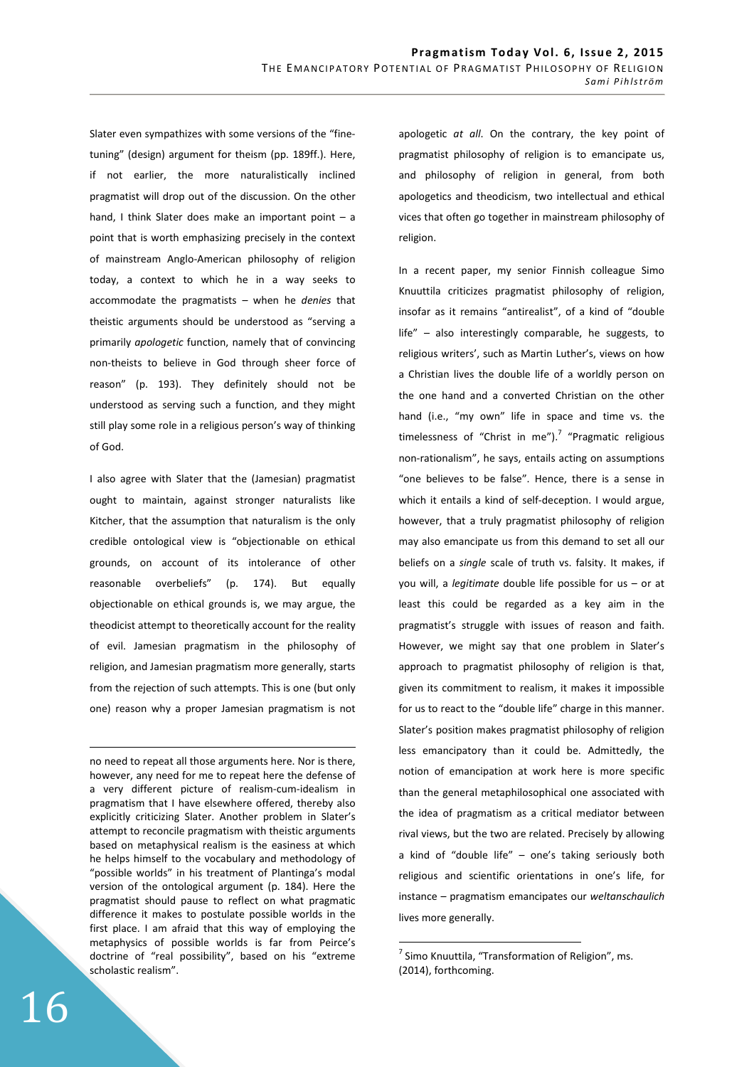Slater even sympathizes with some versions of the "fine-tuning" (design) argument for theism (pp. 189ff.). Here, if not earlier, the more naturalistically inclined pragmatist will drop out of the discussion. On the other hand, I think Slater does make an important point – a point that is worth emphasizing precisely in the context of mainstream Anglo-American philosophy of religion today, a context to which he in a way seeks to accommodate the pragmatists – when he *denies* that theistic arguments should be understood as "serving a primarily *apologetic* function, namely that of convincing non-theists to believe in God through sheer force of reason" (p. 193). They definitely should not be understood as serving such a function, and they might still play some role in a religious person's way of thinking of God.

I also agree with Slater that the (Jamesian) pragmatist ought to maintain, against stronger naturalists like Kitcher, that the assumption that naturalism is the only credible ontological view is "objectionable on ethical grounds, on account of its intolerance of other reasonable overbeliefs" (p. 174). But equally objectionable on ethical grounds is, we may argue, the theodicist attempt to theoretically account for the reality of evil. Jamesian pragmatism in the philosophy of religion, and Jamesian pragmatism more generally, starts from the rejection of such attempts. This is one (but only one) reason why a proper Jamesian pragmatism is not apologetic *at all*. On the contrary, the key point of pragmatist philosophy of religion is to emancipate us, and philosophy of religion in general, from both apologetics and theodicism, two intellectual and ethical vices that often go together in mainstream philosophy of religion.

In a recent paper, my senior Finnish colleague Simo Knuuttila criticizes pragmatist philosophy of religion, insofar as it remains "antirealist", of a kind of "double life" – also interestingly comparable, he suggests, to religious writers', such as Martin Luther's, views on how a Christian lives the double life of a worldly person on the one hand and a converted Christian on the other hand (i.e., "my own" life in space and time vs. the timelessness of "Christ in me").[7] "Pragmatic religious non-rationalism", he says, entails acting on assumptions "one believes to be false". Hence, there is a sense in which it entails a kind of self-deception. I would argue, however, that a truly pragmatist philosophy of religion may also emancipate us from this demand to set all our beliefs on a *single* scale of truth vs. falsity. It makes, if you will, a *legitimate* double life possible for us – or at least this could be regarded as a key aim in the pragmatist's struggle with issues of reason and faith. However, we might say that one problem in Slater's approach to pragmatist philosophy of religion is that, given its commitment to realism, it makes it impossible for us to react to the "double life" charge in this manner. Slater's position makes pragmatist philosophy of religion less emancipatory than it could be. Admittedly, the notion of emancipation at work here is more specific than the general metaphilosophical one associated with the idea of pragmatism as a critical mediator between rival views, but the two are related. Precisely by allowing a kind of "double life" – one's taking seriously both religious and scientific orientations in one's life, for instance – pragmatism emancipates our *weltanschaulich* lives more generally.

---

no need to repeat all those arguments here. Nor is there, however, any need for me to repeat here the defense of a very different picture of realism-cum-idealism in pragmatism that I have elsewhere offered, thereby also explicitly criticizing Slater. Another problem in Slater's attempt to reconcile pragmatism with theistic arguments based on metaphysical realism is the easiness at which he helps himself to the vocabulary and methodology of "possible worlds" in his treatment of Plantinga's modal version of the ontological argument (p. 184). Here the pragmatist should pause to reflect on what pragmatic difference it makes to postulate possible worlds in the first place. I am afraid that this way of employing the metaphysics of possible worlds is far from Peirce's doctrine of "real possibility", based on his "extreme scholastic realism".

[7] Simo Knuuttila, "Transformation of Religion", ms. (2014), forthcoming.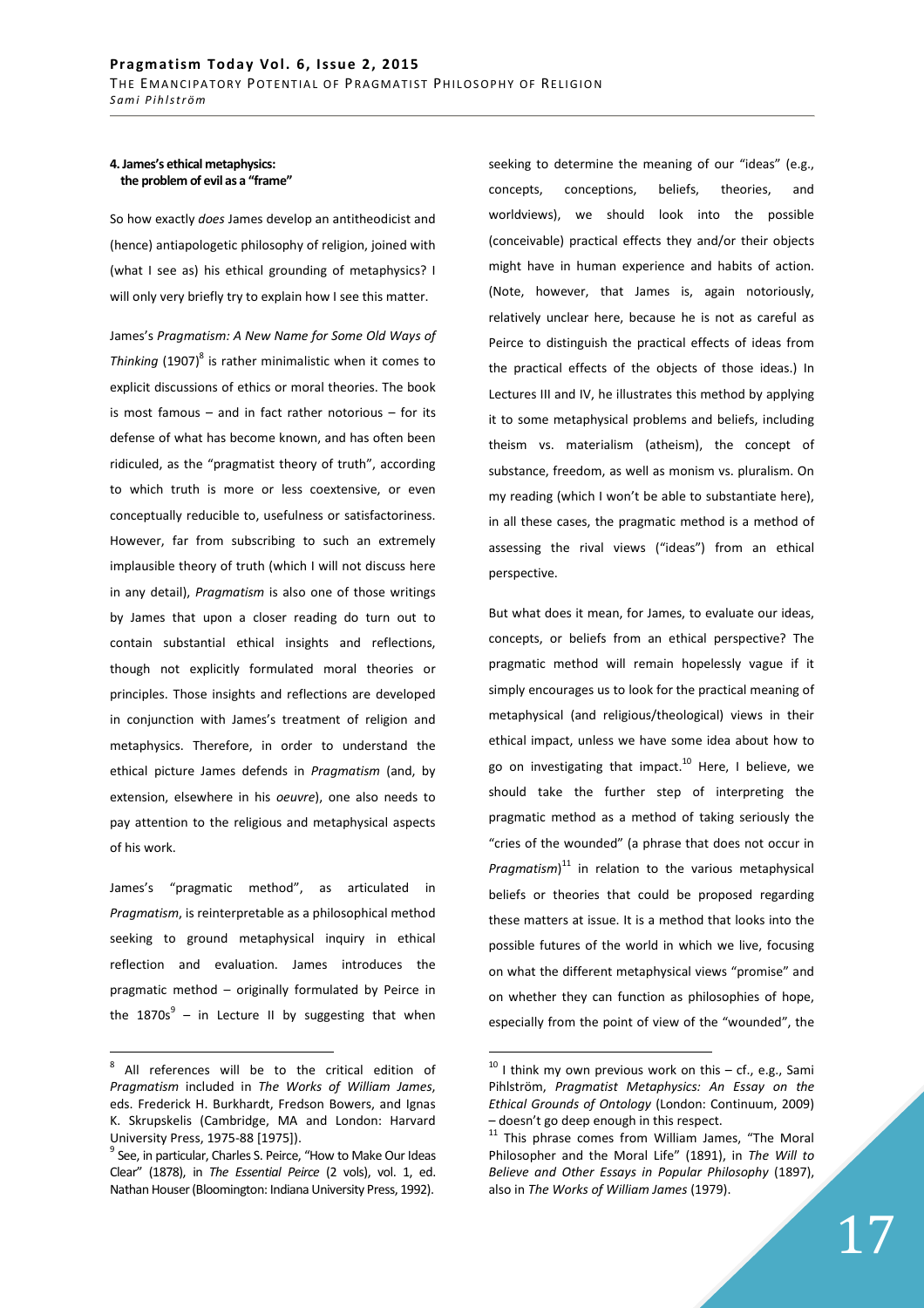#### 4. James's ethical metaphysics: the problem of evil as a "frame"

So how exactly *does* James develop an antitheodicist and (hence) antiapologetic philosophy of religion, joined with (what I see as) his ethical grounding of metaphysics? I will only very briefly try to explain how I see this matter.

James's *Pragmatism: A New Name for Some Old Ways of Thinking* (1907)[8] is rather minimalistic when it comes to explicit discussions of ethics or moral theories. The book is most famous – and in fact rather notorious – for its defense of what has become known, and has often been ridiculed, as the "pragmatist theory of truth", according to which truth is more or less coextensive, or even conceptually reducible to, usefulness or satisfactoriness. However, far from subscribing to such an extremely implausible theory of truth (which I will not discuss here in any detail), *Pragmatism* is also one of those writings by James that upon a closer reading do turn out to contain substantial ethical insights and reflections, though not explicitly formulated moral theories or principles. Those insights and reflections are developed in conjunction with James's treatment of religion and metaphysics. Therefore, in order to understand the ethical picture James defends in *Pragmatism* (and, by extension, elsewhere in his *oeuvre*), one also needs to pay attention to the religious and metaphysical aspects of his work.

James's "pragmatic method", as articulated in *Pragmatism*, is reinterpretable as a philosophical method seeking to ground metaphysical inquiry in ethical reflection and evaluation. James introduces the pragmatic method – originally formulated by Peirce in the 1870s[9] – in Lecture II by suggesting that when seeking to determine the meaning of our "ideas" (e.g., concepts, conceptions, beliefs, theories, and worldviews), we should look into the possible (conceivable) practical effects they and/or their objects might have in human experience and habits of action. (Note, however, that James is, again notoriously, relatively unclear here, because he is not as careful as Peirce to distinguish the practical effects of ideas from the practical effects of the objects of those ideas.) In Lectures III and IV, he illustrates this method by applying it to some metaphysical problems and beliefs, including theism vs. materialism (atheism), the concept of substance, freedom, as well as monism vs. pluralism. On my reading (which I won't be able to substantiate here), in all these cases, the pragmatic method is a method of assessing the rival views ("ideas") from an ethical perspective.

But what does it mean, for James, to evaluate our ideas, concepts, or beliefs from an ethical perspective? The pragmatic method will remain hopelessly vague if it simply encourages us to look for the practical meaning of metaphysical (and religious/theological) views in their ethical impact, unless we have some idea about how to go on investigating that impact.[10] Here, I believe, we should take the further step of interpreting the pragmatic method as a method of taking seriously the "cries of the wounded" (a phrase that does not occur in *Pragmatism*)[11] in relation to the various metaphysical beliefs or theories that could be proposed regarding these matters at issue. It is a method that looks into the possible futures of the world in which we live, focusing on what the different metaphysical views "promise" and on whether they can function as philosophies of hope, especially from the point of view of the "wounded", the

---

8 All references will be to the critical edition of *Pragmatism* included in *The Works of William James*, eds. Frederick H. Burkhardt, Fredson Bowers, and Ignas K. Skrupskelis (Cambridge, MA and London: Harvard University Press, 1975-88 [1975]).

9 See, in particular, Charles S. Peirce, "How to Make Our Ideas Clear" (1878), in *The Essential Peirce* (2 vols), vol. 1, ed. Nathan Houser (Bloomington: Indiana University Press, 1992).

10 I think my own previous work on this – cf., e.g., Sami Pihlström, *Pragmatist Metaphysics: An Essay on the Ethical Grounds of Ontology* (London: Continuum, 2009) – doesn't go deep enough in this respect.

11 This phrase comes from William James, "The Moral Philosopher and the Moral Life" (1891), in *The Will to Believe and Other Essays in Popular Philosophy* (1897), also in *The Works of William James* (1979).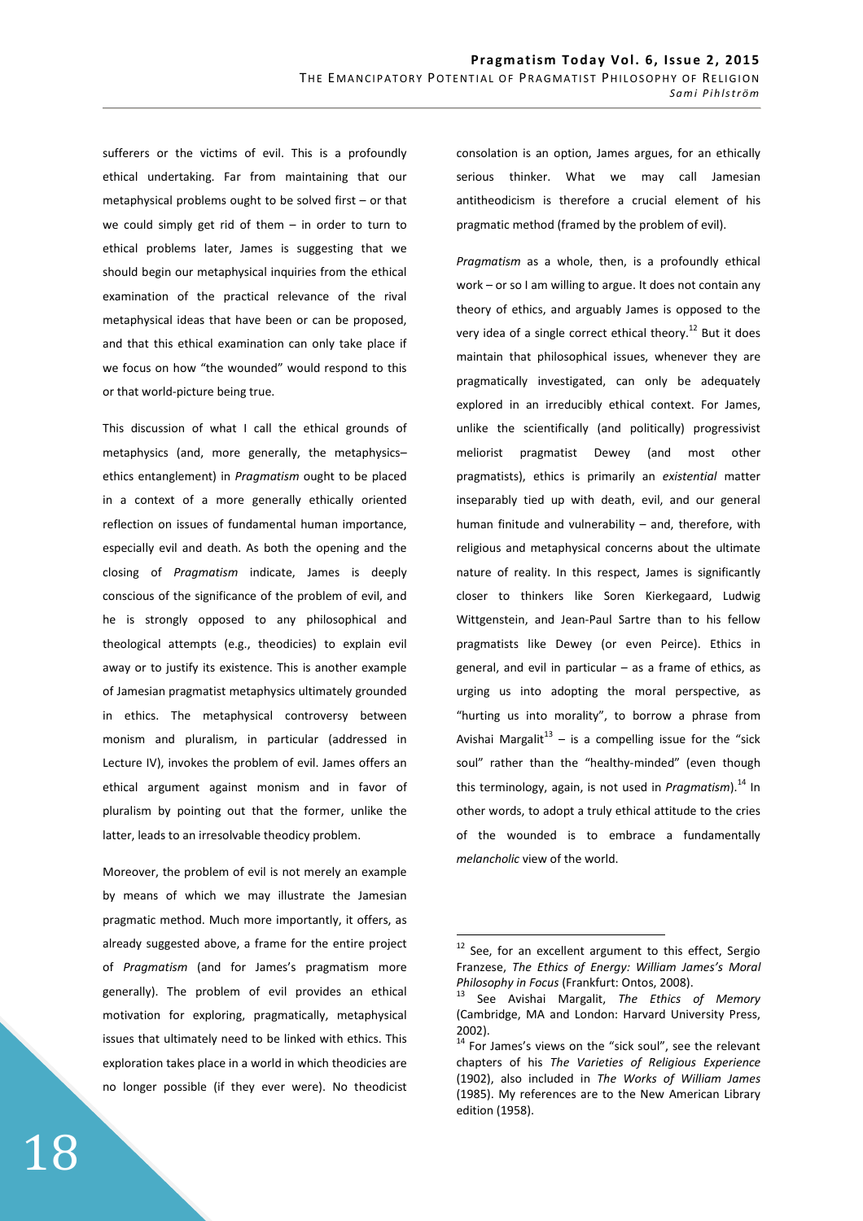sufferers or the victims of evil. This is a profoundly ethical undertaking. Far from maintaining that our metaphysical problems ought to be solved first – or that we could simply get rid of them – in order to turn to ethical problems later, James is suggesting that we should begin our metaphysical inquiries from the ethical examination of the practical relevance of the rival metaphysical ideas that have been or can be proposed, and that this ethical examination can only take place if we focus on how "the wounded" would respond to this or that world-picture being true.

This discussion of what I call the ethical grounds of metaphysics (and, more generally, the metaphysics–ethics entanglement) in *Pragmatism* ought to be placed in a context of a more generally ethically oriented reflection on issues of fundamental human importance, especially evil and death. As both the opening and the closing of *Pragmatism* indicate, James is deeply conscious of the significance of the problem of evil, and he is strongly opposed to any philosophical and theological attempts (e.g., theodicies) to explain evil away or to justify its existence. This is another example of Jamesian pragmatist metaphysics ultimately grounded in ethics. The metaphysical controversy between monism and pluralism, in particular (addressed in Lecture IV), invokes the problem of evil. James offers an ethical argument against monism and in favor of pluralism by pointing out that the former, unlike the latter, leads to an irresolvable theodicy problem.

Moreover, the problem of evil is not merely an example by means of which we may illustrate the Jamesian pragmatic method. Much more importantly, it offers, as already suggested above, a frame for the entire project of *Pragmatism* (and for James's pragmatism more generally). The problem of evil provides an ethical motivation for exploring, pragmatically, metaphysical issues that ultimately need to be linked with ethics. This exploration takes place in a world in which theodicies are no longer possible (if they ever were). No theodicist consolation is an option, James argues, for an ethically serious thinker. What we may call Jamesian antitheodicism is therefore a crucial element of his pragmatic method (framed by the problem of evil).

*Pragmatism* as a whole, then, is a profoundly ethical work – or so I am willing to argue. It does not contain any theory of ethics, and arguably James is opposed to the very idea of a single correct ethical theory.[12] But it does maintain that philosophical issues, whenever they are pragmatically investigated, can only be adequately explored in an irreducibly ethical context. For James, unlike the scientifically (and politically) progressivist meliorist pragmatist Dewey (and most other pragmatists), ethics is primarily an *existential* matter inseparably tied up with death, evil, and our general human finitude and vulnerability – and, therefore, with religious and metaphysical concerns about the ultimate nature of reality. In this respect, James is significantly closer to thinkers like Soren Kierkegaard, Ludwig Wittgenstein, and Jean-Paul Sartre than to his fellow pragmatists like Dewey (or even Peirce). Ethics in general, and evil in particular – as a frame of ethics, as urging us into adopting the moral perspective, as "hurting us into morality", to borrow a phrase from Avishai Margalit[13] – is a compelling issue for the "sick soul" rather than the "healthy-minded" (even though this terminology, again, is not used in *Pragmatism*).[14] In other words, to adopt a truly ethical attitude to the cries of the wounded is to embrace a fundamentally *melancholic* view of the world.

---

[12] See, for an excellent argument to this effect, Sergio Franzese, *The Ethics of Energy: William James's Moral Philosophy in Focus* (Frankfurt: Ontos, 2008).

[13] See Avishai Margalit, *The Ethics of Memory* (Cambridge, MA and London: Harvard University Press, 2002).

[14] For James's views on the "sick soul", see the relevant chapters of his *The Varieties of Religious Experience* (1902), also included in *The Works of William James* (1985). My references are to the New American Library edition (1958).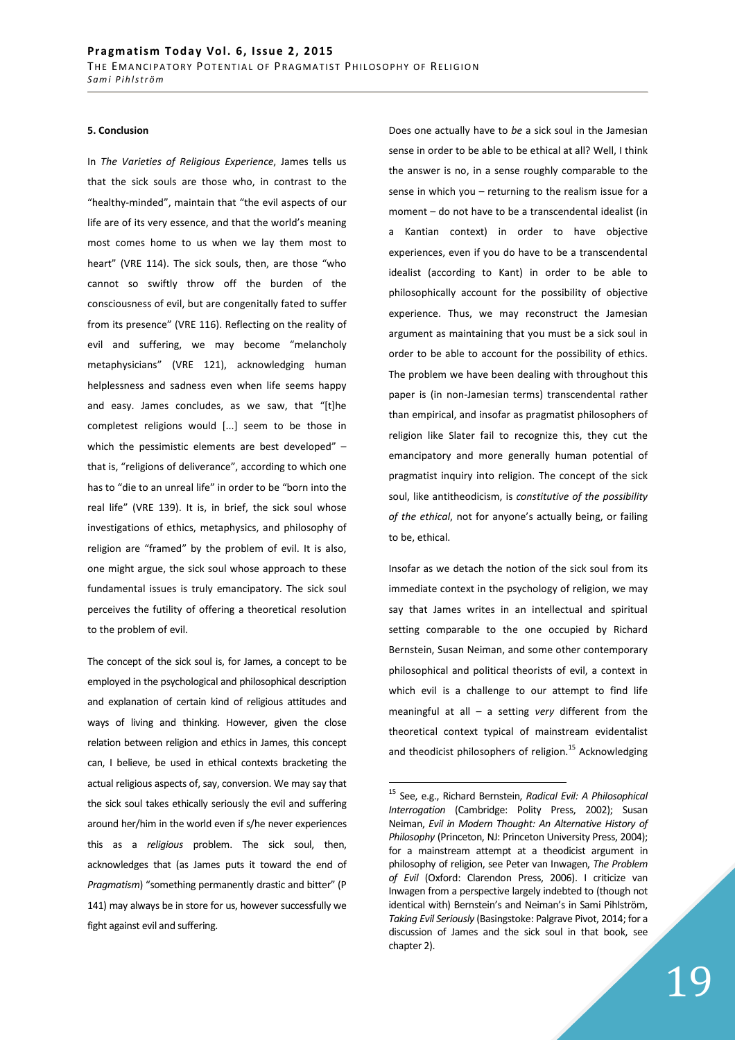### 5. Conclusion

In *The Varieties of Religious Experience*, James tells us that the sick souls are those who, in contrast to the "healthy-minded", maintain that "the evil aspects of our life are of its very essence, and that the world's meaning most comes home to us when we lay them most to heart" (VRE 114). The sick souls, then, are those "who cannot so swiftly throw off the burden of the consciousness of evil, but are congenitally fated to suffer from its presence" (VRE 116). Reflecting on the reality of evil and suffering, we may become "melancholy metaphysicians" (VRE 121), acknowledging human helplessness and sadness even when life seems happy and easy. James concludes, as we saw, that "[t]he completest religions would [...] seem to be those in which the pessimistic elements are best developed" – that is, "religions of deliverance", according to which one has to "die to an unreal life" in order to be "born into the real life" (VRE 139). It is, in brief, the sick soul whose investigations of ethics, metaphysics, and philosophy of religion are "framed" by the problem of evil. It is also, one might argue, the sick soul whose approach to these fundamental issues is truly emancipatory. The sick soul perceives the futility of offering a theoretical resolution to the problem of evil.

The concept of the sick soul is, for James, a concept to be employed in the psychological and philosophical description and explanation of certain kind of religious attitudes and ways of living and thinking. However, given the close relation between religion and ethics in James, this concept can, I believe, be used in ethical contexts bracketing the actual religious aspects of, say, conversion. We may say that the sick soul takes ethically seriously the evil and suffering around her/him in the world even if s/he never experiences this as a *religious* problem. The sick soul, then, acknowledges that (as James puts it toward the end of *Pragmatism*) "something permanently drastic and bitter" (P 141) may always be in store for us, however successfully we fight against evil and suffering.

Does one actually have to *be* a sick soul in the Jamesian sense in order to be able to be ethical at all? Well, I think the answer is no, in a sense roughly comparable to the sense in which you – returning to the realism issue for a moment – do not have to be a transcendental idealist (in a Kantian context) in order to have objective experiences, even if you do have to be a transcendental idealist (according to Kant) in order to be able to philosophically account for the possibility of objective experience. Thus, we may reconstruct the Jamesian argument as maintaining that you must be a sick soul in order to be able to account for the possibility of ethics. The problem we have been dealing with throughout this paper is (in non-Jamesian terms) transcendental rather than empirical, and insofar as pragmatist philosophers of religion like Slater fail to recognize this, they cut the emancipatory and more generally human potential of pragmatist inquiry into religion. The concept of the sick soul, like antitheodicism, is *constitutive of the possibility of the ethical*, not for anyone's actually being, or failing to be, ethical.

Insofar as we detach the notion of the sick soul from its immediate context in the psychology of religion, we may say that James writes in an intellectual and spiritual setting comparable to the one occupied by Richard Bernstein, Susan Neiman, and some other contemporary philosophical and political theorists of evil, a context in which evil is a challenge to our attempt to find life meaningful at all – a setting *very* different from the theoretical context typical of mainstream evidentalist and theodicist philosophers of religion.[15] Acknowledging

[15] See, e.g., Richard Bernstein, *Radical Evil: A Philosophical Interrogation* (Cambridge: Polity Press, 2002); Susan Neiman, *Evil in Modern Thought: An Alternative History of Philosophy* (Princeton, NJ: Princeton University Press, 2004); for a mainstream attempt at a theodicist argument in philosophy of religion, see Peter van Inwagen, *The Problem of Evil* (Oxford: Clarendon Press, 2006). I criticize van Inwagen from a perspective largely indebted to (though not identical with) Bernstein's and Neiman's in Sami Pihlström, *Taking Evil Seriously* (Basingstoke: Palgrave Pivot, 2014; for a discussion of James and the sick soul in that book, see chapter 2).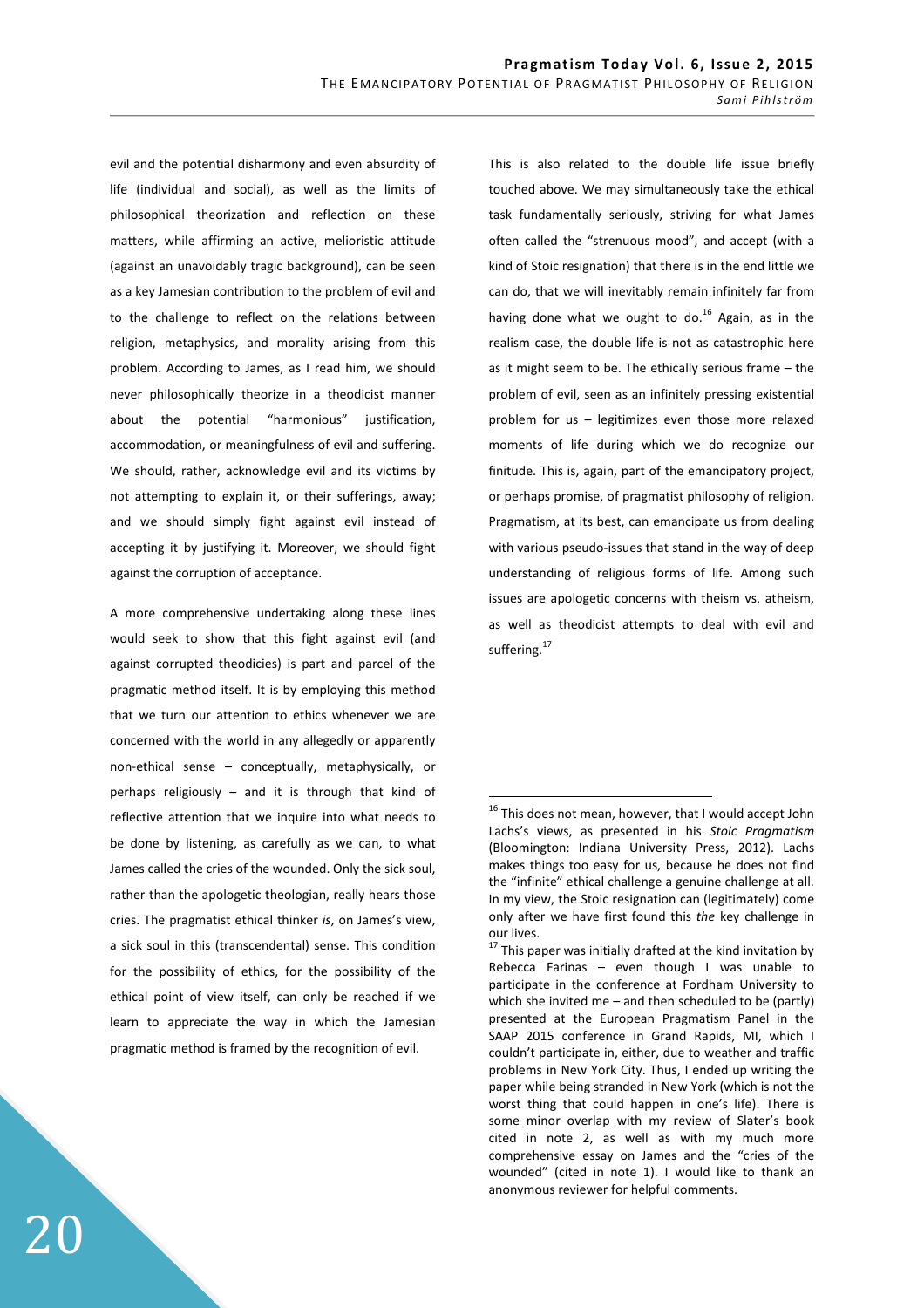evil and the potential disharmony and even absurdity of life (individual and social), as well as the limits of philosophical theorization and reflection on these matters, while affirming an active, melioristic attitude (against an unavoidably tragic background), can be seen as a key Jamesian contribution to the problem of evil and to the challenge to reflect on the relations between religion, metaphysics, and morality arising from this problem. According to James, as I read him, we should never philosophically theorize in a theodicist manner about the potential "harmonious" justification, accommodation, or meaningfulness of evil and suffering. We should, rather, acknowledge evil and its victims by not attempting to explain it, or their sufferings, away; and we should simply fight against evil instead of accepting it by justifying it. Moreover, we should fight against the corruption of acceptance.

A more comprehensive undertaking along these lines would seek to show that this fight against evil (and against corrupted theodicies) is part and parcel of the pragmatic method itself. It is by employing this method that we turn our attention to ethics whenever we are concerned with the world in any allegedly or apparently non-ethical sense – conceptually, metaphysically, or perhaps religiously – and it is through that kind of reflective attention that we inquire into what needs to be done by listening, as carefully as we can, to what James called the cries of the wounded. Only the sick soul, rather than the apologetic theologian, really hears those cries. The pragmatist ethical thinker *is*, on James's view, a sick soul in this (transcendental) sense. This condition for the possibility of ethics, for the possibility of the ethical point of view itself, can only be reached if we learn to appreciate the way in which the Jamesian pragmatic method is framed by the recognition of evil.

This is also related to the double life issue briefly touched above. We may simultaneously take the ethical task fundamentally seriously, striving for what James often called the "strenuous mood", and accept (with a kind of Stoic resignation) that there is in the end little we can do, that we will inevitably remain infinitely far from having done what we ought to do.[16] Again, as in the realism case, the double life is not as catastrophic here as it might seem to be. The ethically serious frame – the problem of evil, seen as an infinitely pressing existential problem for us – legitimizes even those more relaxed moments of life during which we do recognize our finitude. This is, again, part of the emancipatory project, or perhaps promise, of pragmatist philosophy of religion. Pragmatism, at its best, can emancipate us from dealing with various pseudo-issues that stand in the way of deep understanding of religious forms of life. Among such issues are apologetic concerns with theism vs. atheism, as well as theodicist attempts to deal with evil and suffering.[17]

---

[16] This does not mean, however, that I would accept John Lachs's views, as presented in his *Stoic Pragmatism* (Bloomington: Indiana University Press, 2012). Lachs makes things too easy for us, because he does not find the "infinite" ethical challenge a genuine challenge at all. In my view, the Stoic resignation can (legitimately) come only after we have first found this *the* key challenge in our lives.

[17] This paper was initially drafted at the kind invitation by Rebecca Farinas – even though I was unable to participate in the conference at Fordham University to which she invited me – and then scheduled to be (partly) presented at the European Pragmatism Panel in the SAAP 2015 conference in Grand Rapids, MI, which I couldn't participate in, either, due to weather and traffic problems in New York City. Thus, I ended up writing the paper while being stranded in New York (which is not the worst thing that could happen in one's life). There is some minor overlap with my review of Slater's book cited in note 2, as well as with my much more comprehensive essay on James and the "cries of the wounded" (cited in note 1). I would like to thank an anonymous reviewer for helpful comments.